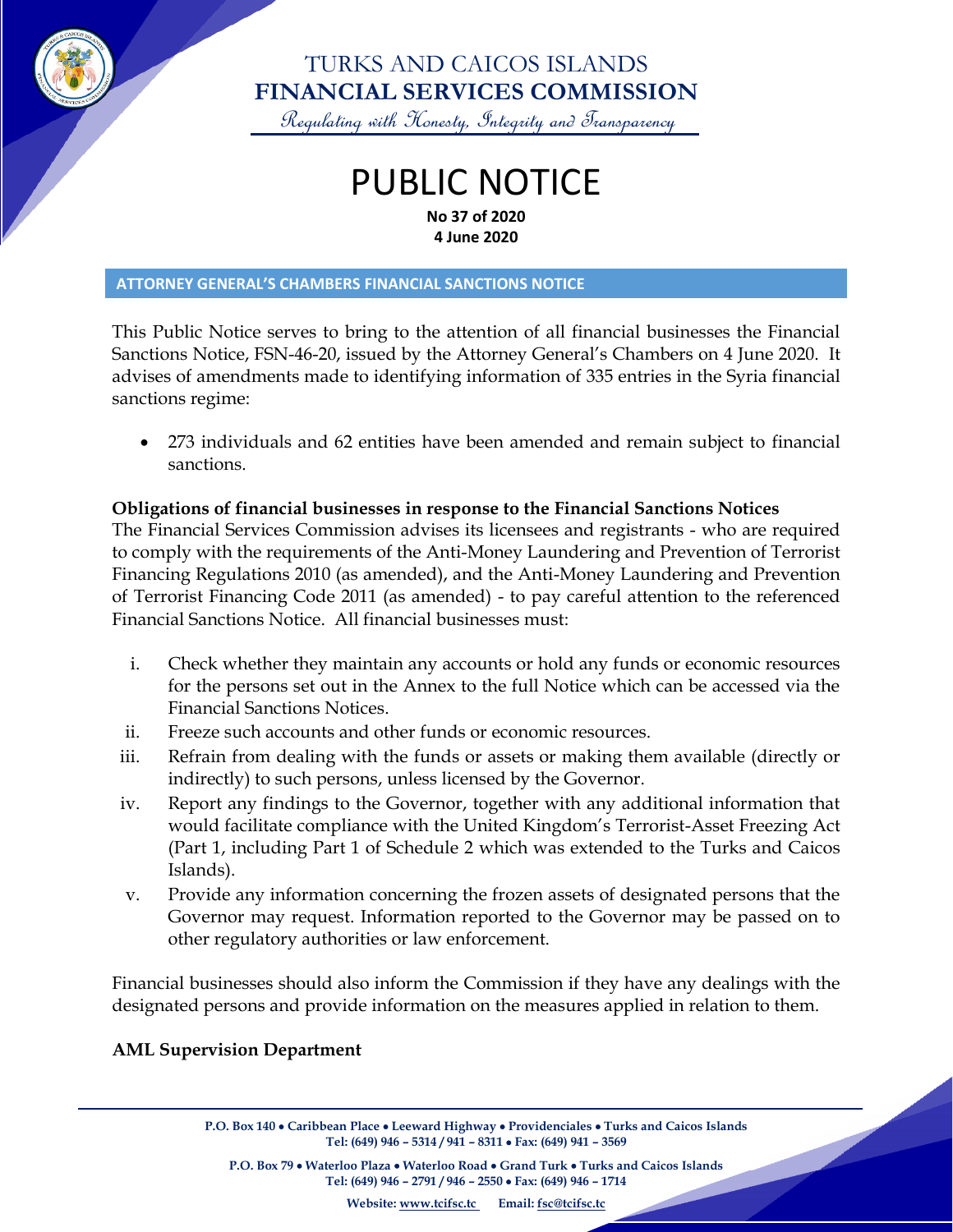# TURKS AND CAICOS ISLANDS
# FINANCIAL SERVICES COMMISSION

*Regulating with Honesty, Integrity and Transparency*

# PUBLIC NOTICE

**No 37 of 2020**
**4 June 2020**

## ATTORNEY GENERAL'S CHAMBERS FINANCIAL SANCTIONS NOTICE

This Public Notice serves to bring to the attention of all financial businesses the Financial Sanctions Notice, FSN-46-20, issued by the Attorney General's Chambers on 4 June 2020. It advises of amendments made to identifying information of 335 entries in the Syria financial sanctions regime:

- 273 individuals and 62 entities have been amended and remain subject to financial sanctions.

**Obligations of financial businesses in response to the Financial Sanctions Notices**

The Financial Services Commission advises its licensees and registrants - who are required to comply with the requirements of the Anti-Money Laundering and Prevention of Terrorist Financing Regulations 2010 (as amended), and the Anti-Money Laundering and Prevention of Terrorist Financing Code 2011 (as amended) - to pay careful attention to the referenced Financial Sanctions Notice. All financial businesses must:

i. Check whether they maintain any accounts or hold any funds or economic resources for the persons set out in the Annex to the full Notice which can be accessed via the Financial Sanctions Notices.
ii. Freeze such accounts and other funds or economic resources.
iii. Refrain from dealing with the funds or assets or making them available (directly or indirectly) to such persons, unless licensed by the Governor.
iv. Report any findings to the Governor, together with any additional information that would facilitate compliance with the United Kingdom's Terrorist-Asset Freezing Act (Part 1, including Part 1 of Schedule 2 which was extended to the Turks and Caicos Islands).
v. Provide any information concerning the frozen assets of designated persons that the Governor may request. Information reported to the Governor may be passed on to other regulatory authorities or law enforcement.

Financial businesses should also inform the Commission if they have any dealings with the designated persons and provide information on the measures applied in relation to them.

**AML Supervision Department**

P.O. Box 140 • Caribbean Place • Leeward Highway • Providenciales • Turks and Caicos Islands
Tel: (649) 946 – 5314 / 941 – 8311 • Fax: (649) 941 – 3569

P.O. Box 79 • Waterloo Plaza • Waterloo Road • Grand Turk • Turks and Caicos Islands
Tel: (649) 946 – 2791 / 946 – 2550 • Fax: (649) 946 – 1714

Website: www.tcifsc.tc Email: fsc@tcifsc.tc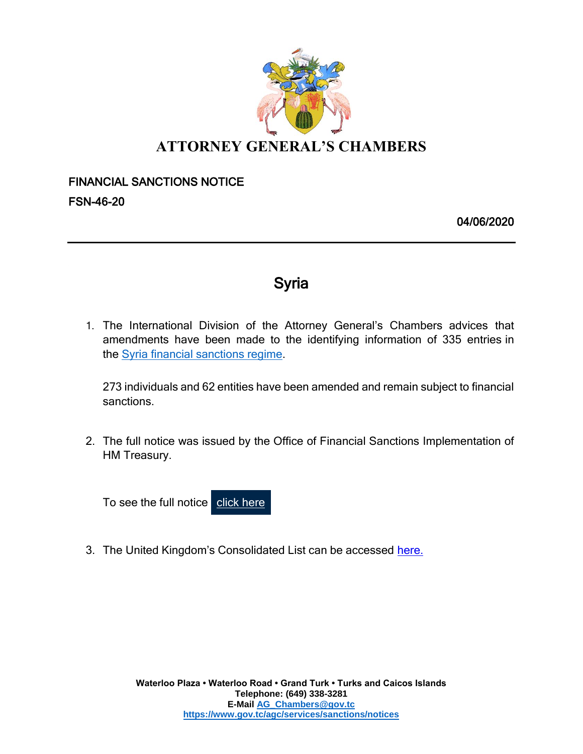# ATTORNEY GENERAL'S CHAMBERS

FINANCIAL SANCTIONS NOTICE

FSN-46-20

04/06/2020

## Syria

1. The International Division of the Attorney General's Chambers advices that amendments have been made to the identifying information of 335 entries in the Syria financial sanctions regime.

   273 individuals and 62 entities have been amended and remain subject to financial sanctions.

2. The full notice was issued by the Office of Financial Sanctions Implementation of HM Treasury.

   To see the full notice click here

3. The United Kingdom's Consolidated List can be accessed here.

**Waterloo Plaza • Waterloo Road • Grand Turk • Turks and Caicos Islands**
**Telephone: (649) 338-3281**
**E-Mail AG_Chambers@gov.tc**
**https://www.gov.tc/agc/services/sanctions/notices**